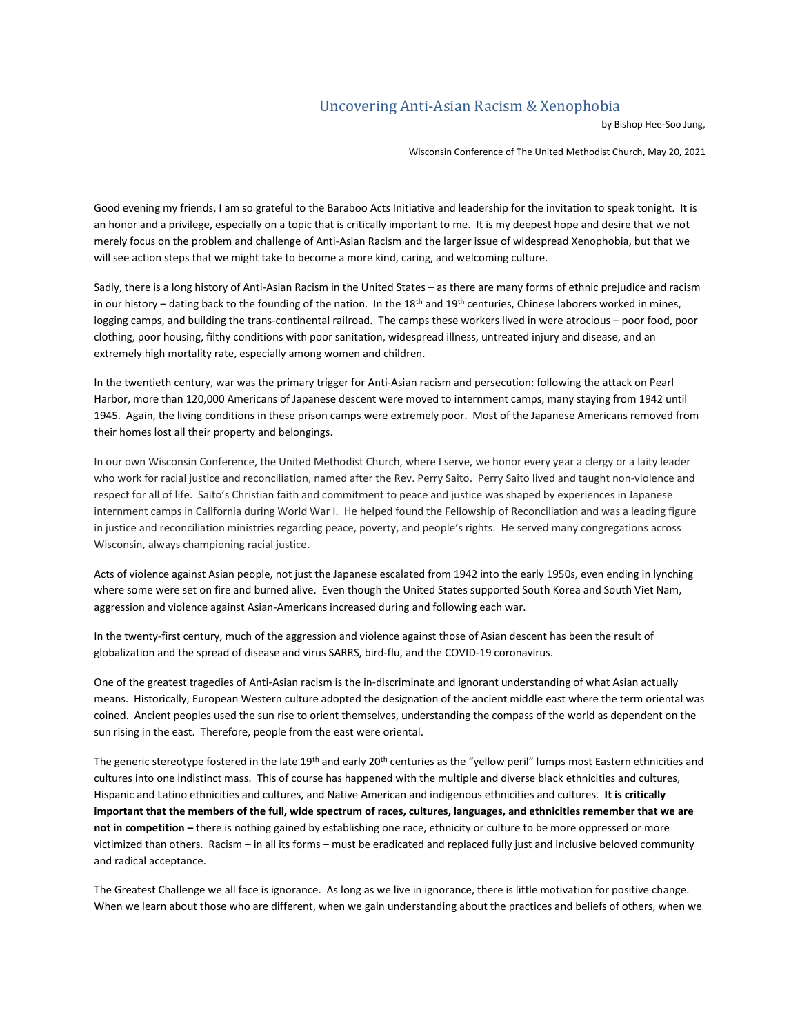# Uncovering Anti-Asian Racism & Xenophobia

by Bishop Hee-Soo Jung,

Wisconsin Conference of The United Methodist Church, May 20, 2021

Good evening my friends, I am so grateful to the Baraboo Acts Initiative and leadership for the invitation to speak tonight. It is an honor and a privilege, especially on a topic that is critically important to me. It is my deepest hope and desire that we not merely focus on the problem and challenge of Anti-Asian Racism and the larger issue of widespread Xenophobia, but that we will see action steps that we might take to become a more kind, caring, and welcoming culture.

Sadly, there is a long history of Anti-Asian Racism in the United States – as there are many forms of ethnic prejudice and racism in our history – dating back to the founding of the nation. In the 18th and 19th centuries, Chinese laborers worked in mines, logging camps, and building the trans-continental railroad. The camps these workers lived in were atrocious – poor food, poor clothing, poor housing, filthy conditions with poor sanitation, widespread illness, untreated injury and disease, and an extremely high mortality rate, especially among women and children.

In the twentieth century, war was the primary trigger for Anti-Asian racism and persecution: following the attack on Pearl Harbor, more than 120,000 Americans of Japanese descent were moved to internment camps, many staying from 1942 until 1945. Again, the living conditions in these prison camps were extremely poor. Most of the Japanese Americans removed from their homes lost all their property and belongings.

In our own Wisconsin Conference, the United Methodist Church, where I serve, we honor every year a clergy or a laity leader who work for racial justice and reconciliation, named after the Rev. Perry Saito. Perry Saito lived and taught non-violence and respect for all of life. Saito's Christian faith and commitment to peace and justice was shaped by experiences in Japanese internment camps in California during World War I. He helped found the Fellowship of Reconciliation and was a leading figure in justice and reconciliation ministries regarding peace, poverty, and people's rights. He served many congregations across Wisconsin, always championing racial justice.

Acts of violence against Asian people, not just the Japanese escalated from 1942 into the early 1950s, even ending in lynching where some were set on fire and burned alive. Even though the United States supported South Korea and South Viet Nam, aggression and violence against Asian-Americans increased during and following each war.

In the twenty-first century, much of the aggression and violence against those of Asian descent has been the result of globalization and the spread of disease and virus SARRS, bird-flu, and the COVID-19 coronavirus.

One of the greatest tragedies of Anti-Asian racism is the in-discriminate and ignorant understanding of what Asian actually means. Historically, European Western culture adopted the designation of the ancient middle east where the term oriental was coined. Ancient peoples used the sun rise to orient themselves, understanding the compass of the world as dependent on the sun rising in the east. Therefore, people from the east were oriental.

The generic stereotype fostered in the late 19th and early 20th centuries as the "yellow peril" lumps most Eastern ethnicities and cultures into one indistinct mass. This of course has happened with the multiple and diverse black ethnicities and cultures, Hispanic and Latino ethnicities and cultures, and Native American and indigenous ethnicities and cultures. **It is critically important that the members of the full, wide spectrum of races, cultures, languages, and ethnicities remember that we are not in competition –** there is nothing gained by establishing one race, ethnicity or culture to be more oppressed or more victimized than others. Racism – in all its forms – must be eradicated and replaced fully just and inclusive beloved community and radical acceptance.

The Greatest Challenge we all face is ignorance. As long as we live in ignorance, there is little motivation for positive change. When we learn about those who are different, when we gain understanding about the practices and beliefs of others, when we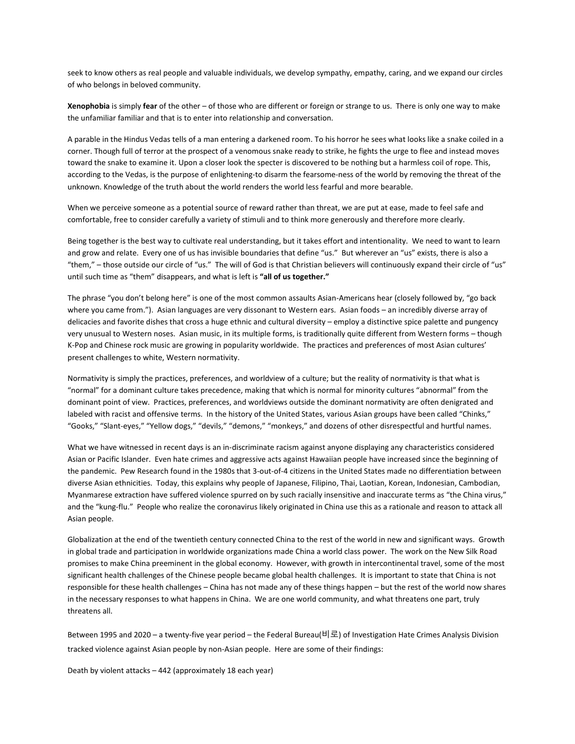seek to know others as real people and valuable individuals, we develop sympathy, empathy, caring, and we expand our circles of who belongs in beloved community.

**Xenophobia** is simply **fear** of the other – of those who are different or foreign or strange to us. There is only one way to make the unfamiliar familiar and that is to enter into relationship and conversation.

A parable in the Hindus Vedas tells of a man entering a darkened room. To his horror he sees what looks like a snake coiled in a corner. Though full of terror at the prospect of a venomous snake ready to strike, he fights the urge to flee and instead moves toward the snake to examine it. Upon a closer look the specter is discovered to be nothing but a harmless coil of rope. This, according to the Vedas, is the purpose of enlightening-to disarm the fearsome-ness of the world by removing the threat of the unknown. Knowledge of the truth about the world renders the world less fearful and more bearable.

When we perceive someone as a potential source of reward rather than threat, we are put at ease, made to feel safe and comfortable, free to consider carefully a variety of stimuli and to think more generously and therefore more clearly.

Being together is the best way to cultivate real understanding, but it takes effort and intentionality. We need to want to learn and grow and relate. Every one of us has invisible boundaries that define "us." But wherever an "us" exists, there is also a "them," – those outside our circle of "us." The will of God is that Christian believers will continuously expand their circle of "us" until such time as "them" disappears, and what is left is **"all of us together."**

The phrase "you don't belong here" is one of the most common assaults Asian-Americans hear (closely followed by, "go back where you came from."). Asian languages are very dissonant to Western ears. Asian foods – an incredibly diverse array of delicacies and favorite dishes that cross a huge ethnic and cultural diversity – employ a distinctive spice palette and pungency very unusual to Western noses. Asian music, in its multiple forms, is traditionally quite different from Western forms – though K-Pop and Chinese rock music are growing in popularity worldwide. The practices and preferences of most Asian cultures' present challenges to white, Western normativity.

Normativity is simply the practices, preferences, and worldview of a culture; but the reality of normativity is that what is "normal" for a dominant culture takes precedence, making that which is normal for minority cultures "abnormal" from the dominant point of view. Practices, preferences, and worldviews outside the dominant normativity are often denigrated and labeled with racist and offensive terms. In the history of the United States, various Asian groups have been called "Chinks," "Gooks," "Slant-eyes," "Yellow dogs," "devils," "demons," "monkeys," and dozens of other disrespectful and hurtful names.

What we have witnessed in recent days is an in-discriminate racism against anyone displaying any characteristics considered Asian or Pacific Islander. Even hate crimes and aggressive acts against Hawaiian people have increased since the beginning of the pandemic. Pew Research found in the 1980s that 3-out-of-4 citizens in the United States made no differentiation between diverse Asian ethnicities. Today, this explains why people of Japanese, Filipino, Thai, Laotian, Korean, Indonesian, Cambodian, Myanmarese extraction have suffered violence spurred on by such racially insensitive and inaccurate terms as "the China virus," and the "kung-flu." People who realize the coronavirus likely originated in China use this as a rationale and reason to attack all Asian people.

Globalization at the end of the twentieth century connected China to the rest of the world in new and significant ways. Growth in global trade and participation in worldwide organizations made China a world class power. The work on the New Silk Road promises to make China preeminent in the global economy. However, with growth in intercontinental travel, some of the most significant health challenges of the Chinese people became global health challenges. It is important to state that China is not responsible for these health challenges – China has not made any of these things happen – but the rest of the world now shares in the necessary responses to what happens in China. We are one world community, and what threatens one part, truly threatens all.

Between 1995 and 2020 – a twenty-five year period – the Federal Bureau(비로) of Investigation Hate Crimes Analysis Division tracked violence against Asian people by non-Asian people. Here are some of their findings:

Death by violent attacks – 442 (approximately 18 each year)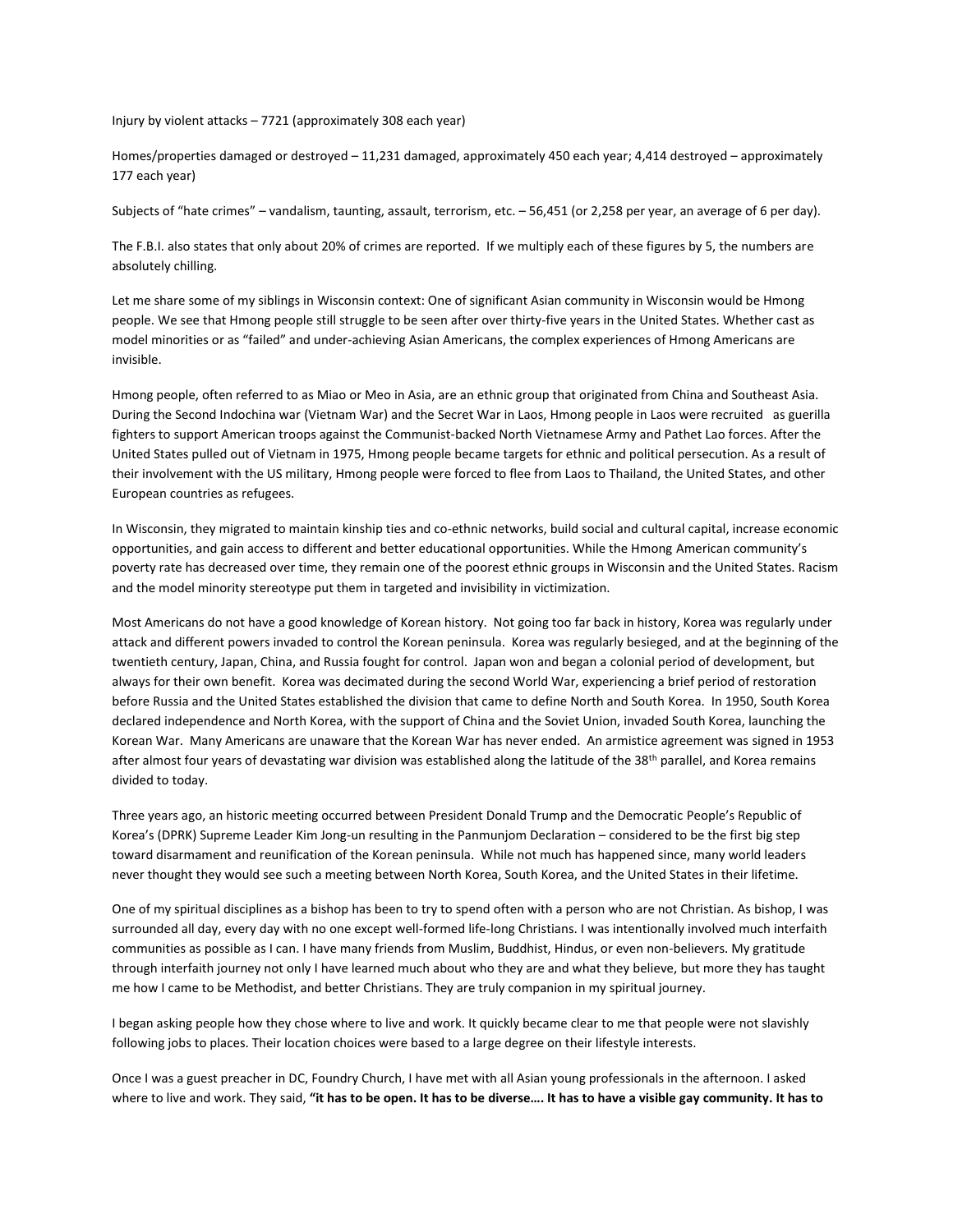Injury by violent attacks – 7721 (approximately 308 each year)

Homes/properties damaged or destroyed – 11,231 damaged, approximately 450 each year; 4,414 destroyed – approximately 177 each year)

Subjects of "hate crimes" – vandalism, taunting, assault, terrorism, etc. – 56,451 (or 2,258 per year, an average of 6 per day).

The F.B.I. also states that only about 20% of crimes are reported. If we multiply each of these figures by 5, the numbers are absolutely chilling.

Let me share some of my siblings in Wisconsin context: One of significant Asian community in Wisconsin would be Hmong people. We see that Hmong people still struggle to be seen after over thirty-five years in the United States. Whether cast as model minorities or as "failed" and under-achieving Asian Americans, the complex experiences of Hmong Americans are invisible.

Hmong people, often referred to as Miao or Meo in Asia, are an ethnic group that originated from China and Southeast Asia. During the Second Indochina war (Vietnam War) and the Secret War in Laos, Hmong people in Laos were recruited as guerilla fighters to support American troops against the Communist-backed North Vietnamese Army and Pathet Lao forces. After the United States pulled out of Vietnam in 1975, Hmong people became targets for ethnic and political persecution. As a result of their involvement with the US military, Hmong people were forced to flee from Laos to Thailand, the United States, and other European countries as refugees.

In Wisconsin, they migrated to maintain kinship ties and co-ethnic networks, build social and cultural capital, increase economic opportunities, and gain access to different and better educational opportunities. While the Hmong American community's poverty rate has decreased over time, they remain one of the poorest ethnic groups in Wisconsin and the United States. Racism and the model minority stereotype put them in targeted and invisibility in victimization.

Most Americans do not have a good knowledge of Korean history. Not going too far back in history, Korea was regularly under attack and different powers invaded to control the Korean peninsula. Korea was regularly besieged, and at the beginning of the twentieth century, Japan, China, and Russia fought for control. Japan won and began a colonial period of development, but always for their own benefit. Korea was decimated during the second World War, experiencing a brief period of restoration before Russia and the United States established the division that came to define North and South Korea. In 1950, South Korea declared independence and North Korea, with the support of China and the Soviet Union, invaded South Korea, launching the Korean War. Many Americans are unaware that the Korean War has never ended. An armistice agreement was signed in 1953 after almost four years of devastating war division was established along the latitude of the 38th parallel, and Korea remains divided to today.

Three years ago, an historic meeting occurred between President Donald Trump and the Democratic People's Republic of Korea's (DPRK) Supreme Leader Kim Jong-un resulting in the Panmunjom Declaration – considered to be the first big step toward disarmament and reunification of the Korean peninsula. While not much has happened since, many world leaders never thought they would see such a meeting between North Korea, South Korea, and the United States in their lifetime.

One of my spiritual disciplines as a bishop has been to try to spend often with a person who are not Christian. As bishop, I was surrounded all day, every day with no one except well-formed life-long Christians. I was intentionally involved much interfaith communities as possible as I can. I have many friends from Muslim, Buddhist, Hindus, or even non-believers. My gratitude through interfaith journey not only I have learned much about who they are and what they believe, but more they has taught me how I came to be Methodist, and better Christians. They are truly companion in my spiritual journey.

I began asking people how they chose where to live and work. It quickly became clear to me that people were not slavishly following jobs to places. Their location choices were based to a large degree on their lifestyle interests.

Once I was a guest preacher in DC, Foundry Church, I have met with all Asian young professionals in the afternoon. I asked where to live and work. They said, **"it has to be open. It has to be diverse…. It has to have a visible gay community. It has to**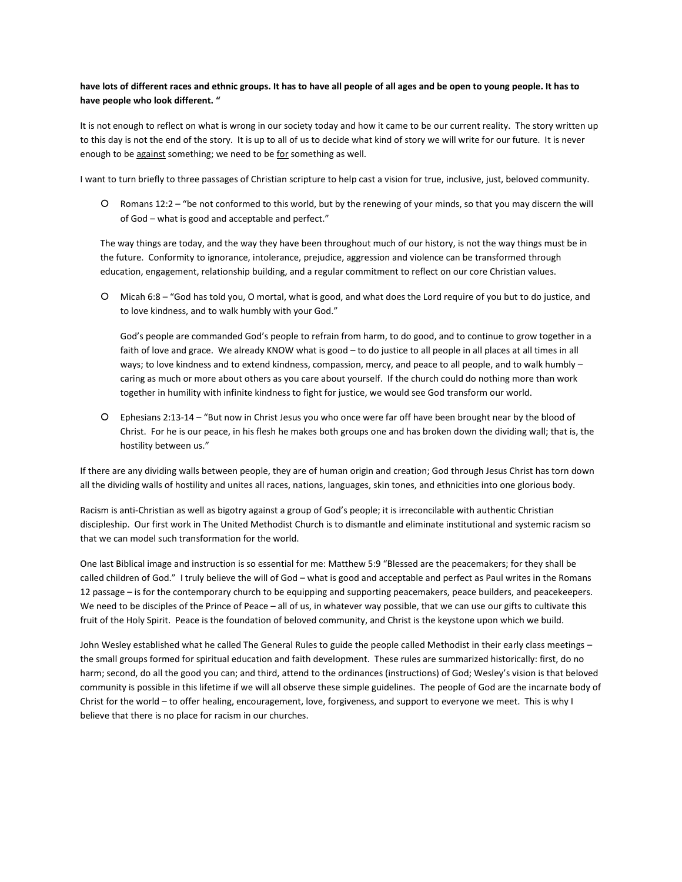**have lots of different races and ethnic groups. It has to have all people of all ages and be open to young people. It has to have people who look different. "**

It is not enough to reflect on what is wrong in our society today and how it came to be our current reality. The story written up to this day is not the end of the story. It is up to all of us to decide what kind of story we will write for our future. It is never enough to be <u>against</u> something; we need to be <u>for</u> something as well.

I want to turn briefly to three passages of Christian scripture to help cast a vision for true, inclusive, just, beloved community.

- Romans 12:2 – "be not conformed to this world, but by the renewing of your minds, so that you may discern the will of God – what is good and acceptable and perfect."

The way things are today, and the way they have been throughout much of our history, is not the way things must be in the future. Conformity to ignorance, intolerance, prejudice, aggression and violence can be transformed through education, engagement, relationship building, and a regular commitment to reflect on our core Christian values.

- Micah 6:8 – "God has told you, O mortal, what is good, and what does the Lord require of you but to do justice, and to love kindness, and to walk humbly with your God."

  God's people are commanded God's people to refrain from harm, to do good, and to continue to grow together in a faith of love and grace. We already KNOW what is good – to do justice to all people in all places at all times in all ways; to love kindness and to extend kindness, compassion, mercy, and peace to all people, and to walk humbly – caring as much or more about others as you care about yourself. If the church could do nothing more than work together in humility with infinite kindness to fight for justice, we would see God transform our world.

- Ephesians 2:13-14 – "But now in Christ Jesus you who once were far off have been brought near by the blood of Christ. For he is our peace, in his flesh he makes both groups one and has broken down the dividing wall; that is, the hostility between us."

If there are any dividing walls between people, they are of human origin and creation; God through Jesus Christ has torn down all the dividing walls of hostility and unites all races, nations, languages, skin tones, and ethnicities into one glorious body.

Racism is anti-Christian as well as bigotry against a group of God's people; it is irreconcilable with authentic Christian discipleship. Our first work in The United Methodist Church is to dismantle and eliminate institutional and systemic racism so that we can model such transformation for the world.

One last Biblical image and instruction is so essential for me: Matthew 5:9 "Blessed are the peacemakers; for they shall be called children of God." I truly believe the will of God – what is good and acceptable and perfect as Paul writes in the Romans 12 passage – is for the contemporary church to be equipping and supporting peacemakers, peace builders, and peacekeepers. We need to be disciples of the Prince of Peace – all of us, in whatever way possible, that we can use our gifts to cultivate this fruit of the Holy Spirit. Peace is the foundation of beloved community, and Christ is the keystone upon which we build.

John Wesley established what he called The General Rules to guide the people called Methodist in their early class meetings – the small groups formed for spiritual education and faith development. These rules are summarized historically: first, do no harm; second, do all the good you can; and third, attend to the ordinances (instructions) of God; Wesley's vision is that beloved community is possible in this lifetime if we will all observe these simple guidelines. The people of God are the incarnate body of Christ for the world – to offer healing, encouragement, love, forgiveness, and support to everyone we meet. This is why I believe that there is no place for racism in our churches.